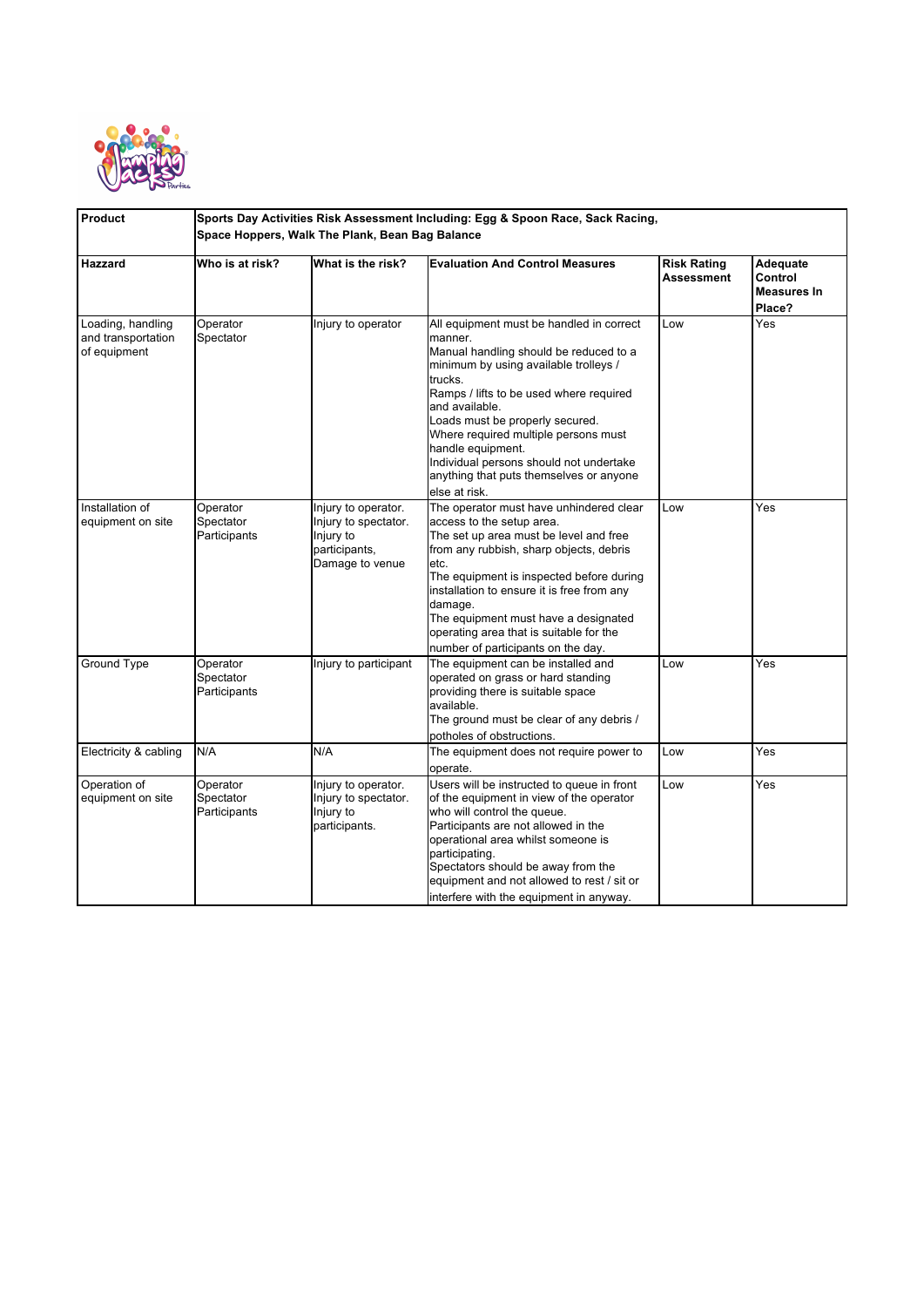| Product | Sports Day Activities Risk Assessment Including: Egg & Spoon Race, Sack Racing, Space Hoppers, Walk The Plank, Bean Bag Balance | | | | |
|---|---|---|---|---|---|
| **Hazzard** | **Who is at risk?** | **What is the risk?** | **Evaluation And Control Measures** | **Risk Rating Assessment** | **Adequate Control Measures In Place?** |
| Loading, handling and transportation of equipment | Operator<br>Spectator | Injury to operator | All equipment must be handled in correct manner.<br>Manual handling should be reduced to a minimum by using available trolleys / trucks.<br>Ramps / lifts to be used where required and available.<br>Loads must be properly secured.<br>Where required multiple persons must handle equipment.<br>Individual persons should not undertake anything that puts themselves or anyone else at risk. | Low | Yes |
| Installation of equipment on site | Operator<br>Spectator<br>Participants | Injury to operator.<br>Injury to spectator.<br>Injury to participants,<br>Damage to venue | The operator must have unhindered clear access to the setup area.<br>The set up area must be level and free from any rubbish, sharp objects, debris etc.<br>The equipment is inspected before during installation to ensure it is free from any damage.<br>The equipment must have a designated operating area that is suitable for the number of participants on the day. | Low | Yes |
| Ground Type | Operator<br>Spectator<br>Participants | Injury to participant | The equipment can be installed and operated on grass or hard standing providing there is suitable space available.<br>The ground must be clear of any debris / potholes of obstructions. | Low | Yes |
| Electricity & cabling | N/A | N/A | The equipment does not require power to operate. | Low | Yes |
| Operation of equipment on site | Operator<br>Spectator<br>Participants | Injury to operator.<br>Injury to spectator.<br>Injury to participants. | Users will be instructed to queue in front of the equipment in view of the operator who will control the queue.<br>Participants are not allowed in the operational area whilst someone is participating.<br>Spectators should be away from the equipment and not allowed to rest / sit or interfere with the equipment in anyway. | Low | Yes |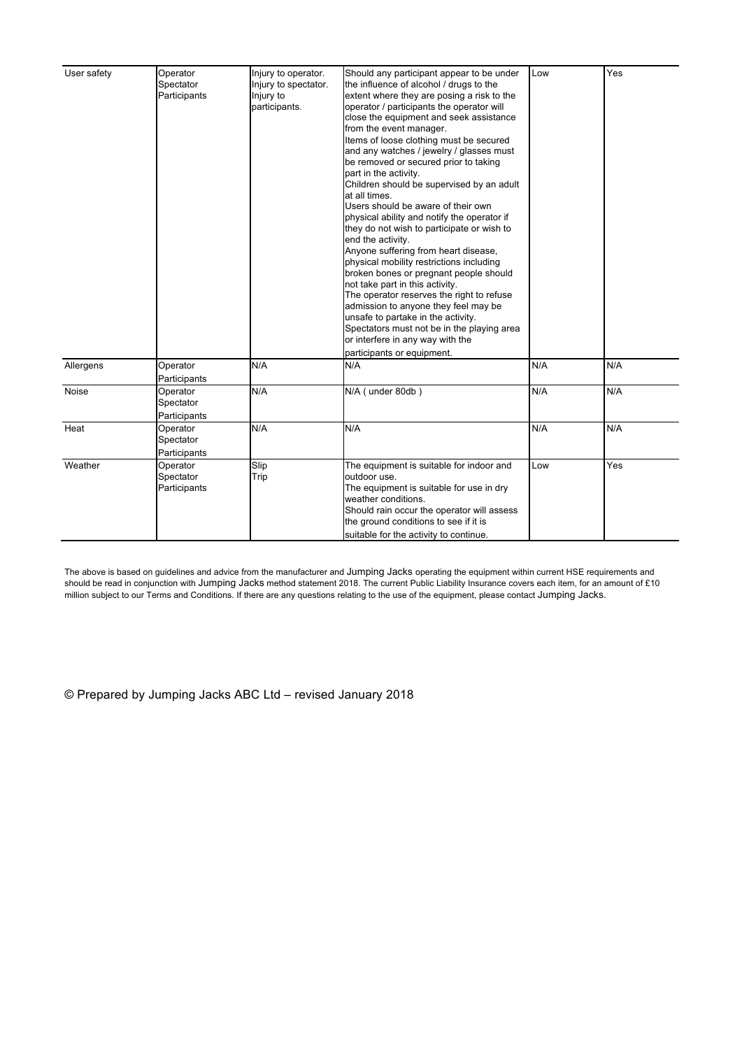| | | | | | |
|---|---|---|---|---|---|
| User safety | Operator<br>Spectator<br>Participants | Injury to operator.<br>Injury to spectator.<br>Injury to participants. | Should any participant appear to be under the influence of alcohol / drugs to the extent where they are posing a risk to the operator / participants the operator will close the equipment and seek assistance from the event manager.<br>Items of loose clothing must be secured and any watches / jewelry / glasses must be removed or secured prior to taking part in the activity.<br>Children should be supervised by an adult at all times.<br>Users should be aware of their own physical ability and notify the operator if they do not wish to participate or wish to end the activity.<br>Anyone suffering from heart disease, physical mobility restrictions including broken bones or pregnant people should not take part in this activity.<br>The operator reserves the right to refuse admission to anyone they feel may be unsafe to partake in the activity.<br>Spectators must not be in the playing area or interfere in any way with the participants or equipment. | Low | Yes |
| Allergens | Operator<br>Participants | N/A | N/A | N/A | N/A |
| Noise | Operator<br>Spectator<br>Participants | N/A | N/A ( under 80db ) | N/A | N/A |
| Heat | Operator<br>Spectator<br>Participants | N/A | N/A | N/A | N/A |
| Weather | Operator<br>Spectator<br>Participants | Slip<br>Trip | The equipment is suitable for indoor and outdoor use.<br>The equipment is suitable for use in dry weather conditions.<br>Should rain occur the operator will assess the ground conditions to see if it is suitable for the activity to continue. | Low | Yes |

The above is based on guidelines and advice from the manufacturer and Jumping Jacks operating the equipment within current HSE requirements and should be read in conjunction with Jumping Jacks method statement 2018. The current Public Liability Insurance covers each item, for an amount of £10 million subject to our Terms and Conditions. If there are any questions relating to the use of the equipment, please contact Jumping Jacks.

© Prepared by Jumping Jacks ABC Ltd – revised January 2018